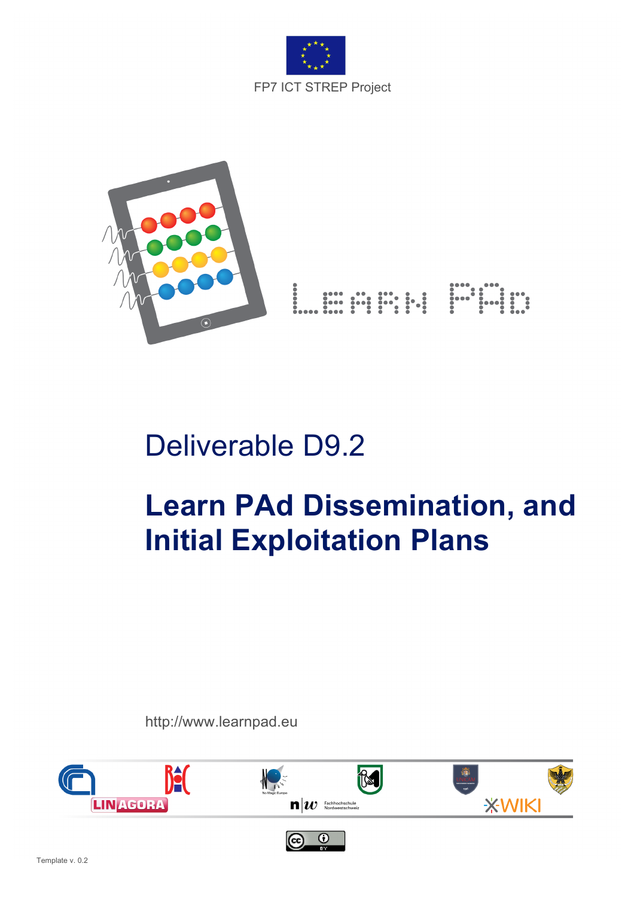FP7 ICT STREP Project

Learn PAd

# Deliverable D9.2

# Learn PAd Dissemination, and Initial Exploitation Plans

http://www.learnpad.eu

Template v. 0.2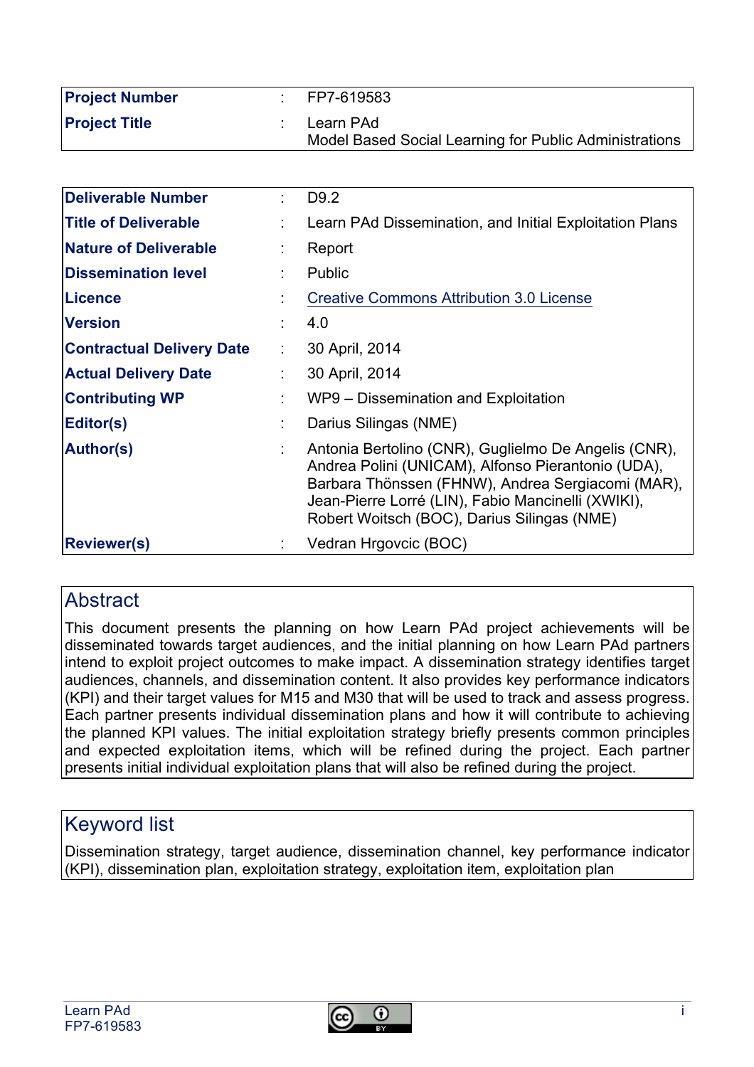| | | |
|---|---|---|
| **Project Number** | : | FP7-619583 |
| **Project Title** | : | Learn PAd<br>Model Based Social Learning for Public Administrations |

| | | |
|---|---|---|
| **Deliverable Number** | : | D9.2 |
| **Title of Deliverable** | : | Learn PAd Dissemination, and Initial Exploitation Plans |
| **Nature of Deliverable** | : | Report |
| **Dissemination level** | : | Public |
| **Licence** | : | Creative Commons Attribution 3.0 License |
| **Version** | : | 4.0 |
| **Contractual Delivery Date** | : | 30 April, 2014 |
| **Actual Delivery Date** | : | 30 April, 2014 |
| **Contributing WP** | : | WP9 – Dissemination and Exploitation |
| **Editor(s)** | : | Darius Silingas (NME) |
| **Author(s)** | : | Antonia Bertolino (CNR), Guglielmo De Angelis (CNR), Andrea Polini (UNICAM), Alfonso Pierantonio (UDA), Barbara Thönssen (FHNW), Andrea Sergiacomi (MAR), Jean-Pierre Lorré (LIN), Fabio Mancinelli (XWIKI), Robert Woitsch (BOC), Darius Silingas (NME) |
| **Reviewer(s)** | : | Vedran Hrgovcic (BOC) |

## Abstract

This document presents the planning on how Learn PAd project achievements will be disseminated towards target audiences, and the initial planning on how Learn PAd partners intend to exploit project outcomes to make impact. A dissemination strategy identifies target audiences, channels, and dissemination content. It also provides key performance indicators (KPI) and their target values for M15 and M30 that will be used to track and assess progress. Each partner presents individual dissemination plans and how it will contribute to achieving the planned KPI values. The initial exploitation strategy briefly presents common principles and expected exploitation items, which will be refined during the project. Each partner presents initial individual exploitation plans that will also be refined during the project.

## Keyword list

Dissemination strategy, target audience, dissemination channel, key performance indicator (KPI), dissemination plan, exploitation strategy, exploitation item, exploitation plan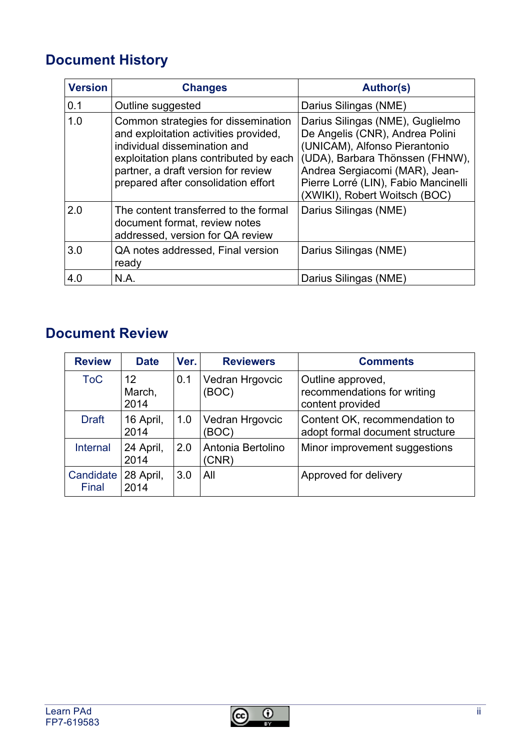## Document History

| Version | Changes | Author(s) |
|---|---|---|
| 0.1 | Outline suggested | Darius Silingas (NME) |
| 1.0 | Common strategies for dissemination and exploitation activities provided, individual dissemination and exploitation plans contributed by each partner, a draft version for review prepared after consolidation effort | Darius Silingas (NME), Guglielmo De Angelis (CNR), Andrea Polini (UNICAM), Alfonso Pierantonio (UDA), Barbara Thönssen (FHNW), Andrea Sergiacomi (MAR), Jean-Pierre Lorré (LIN), Fabio Mancinelli (XWIKI), Robert Woitsch (BOC) |
| 2.0 | The content transferred to the formal document format, review notes addressed, version for QA review | Darius Silingas (NME) |
| 3.0 | QA notes addressed, Final version ready | Darius Silingas (NME) |
| 4.0 | N.A. | Darius Silingas (NME) |

## Document Review

| Review | Date | Ver. | Reviewers | Comments |
|---|---|---|---|---|
| ToC | 12 March, 2014 | 0.1 | Vedran Hrgovcic (BOC) | Outline approved, recommendations for writing content provided |
| Draft | 16 April, 2014 | 1.0 | Vedran Hrgovcic (BOC) | Content OK, recommendation to adopt formal document structure |
| Internal | 24 April, 2014 | 2.0 | Antonia Bertolino (CNR) | Minor improvement suggestions |
| Candidate Final | 28 April, 2014 | 3.0 | All | Approved for delivery |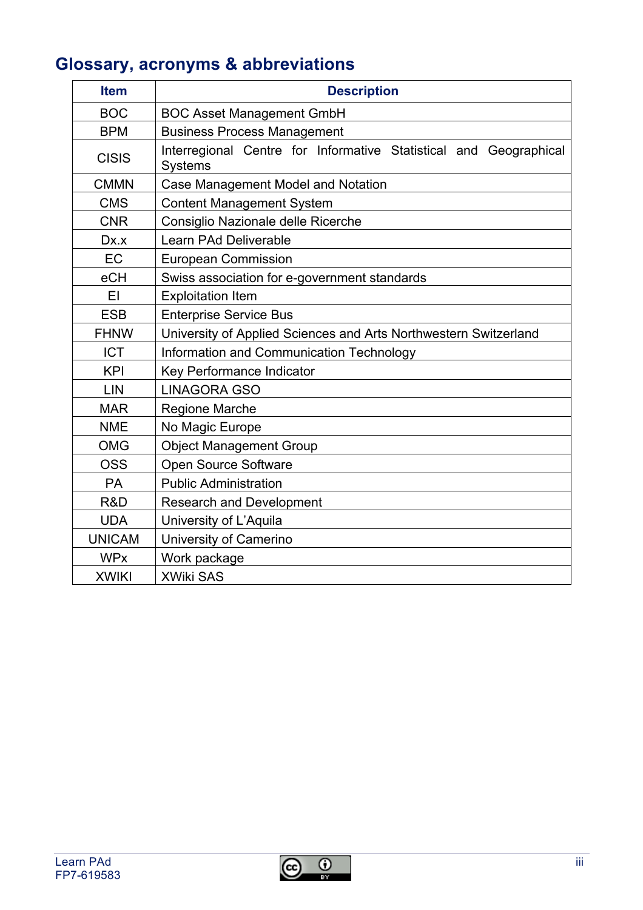## Glossary, acronyms & abbreviations

| Item | Description |
|---|---|
| BOC | BOC Asset Management GmbH |
| BPM | Business Process Management |
| CISIS | Interregional Centre for Informative Statistical and Geographical Systems |
| CMMN | Case Management Model and Notation |
| CMS | Content Management System |
| CNR | Consiglio Nazionale delle Ricerche |
| Dx.x | Learn PAd Deliverable |
| EC | European Commission |
| eCH | Swiss association for e-government standards |
| EI | Exploitation Item |
| ESB | Enterprise Service Bus |
| FHNW | University of Applied Sciences and Arts Northwestern Switzerland |
| ICT | Information and Communication Technology |
| KPI | Key Performance Indicator |
| LIN | LINAGORA GSO |
| MAR | Regione Marche |
| NME | No Magic Europe |
| OMG | Object Management Group |
| OSS | Open Source Software |
| PA | Public Administration |
| R&D | Research and Development |
| UDA | University of L'Aquila |
| UNICAM | University of Camerino |
| WPx | Work package |
| XWIKI | XWiki SAS |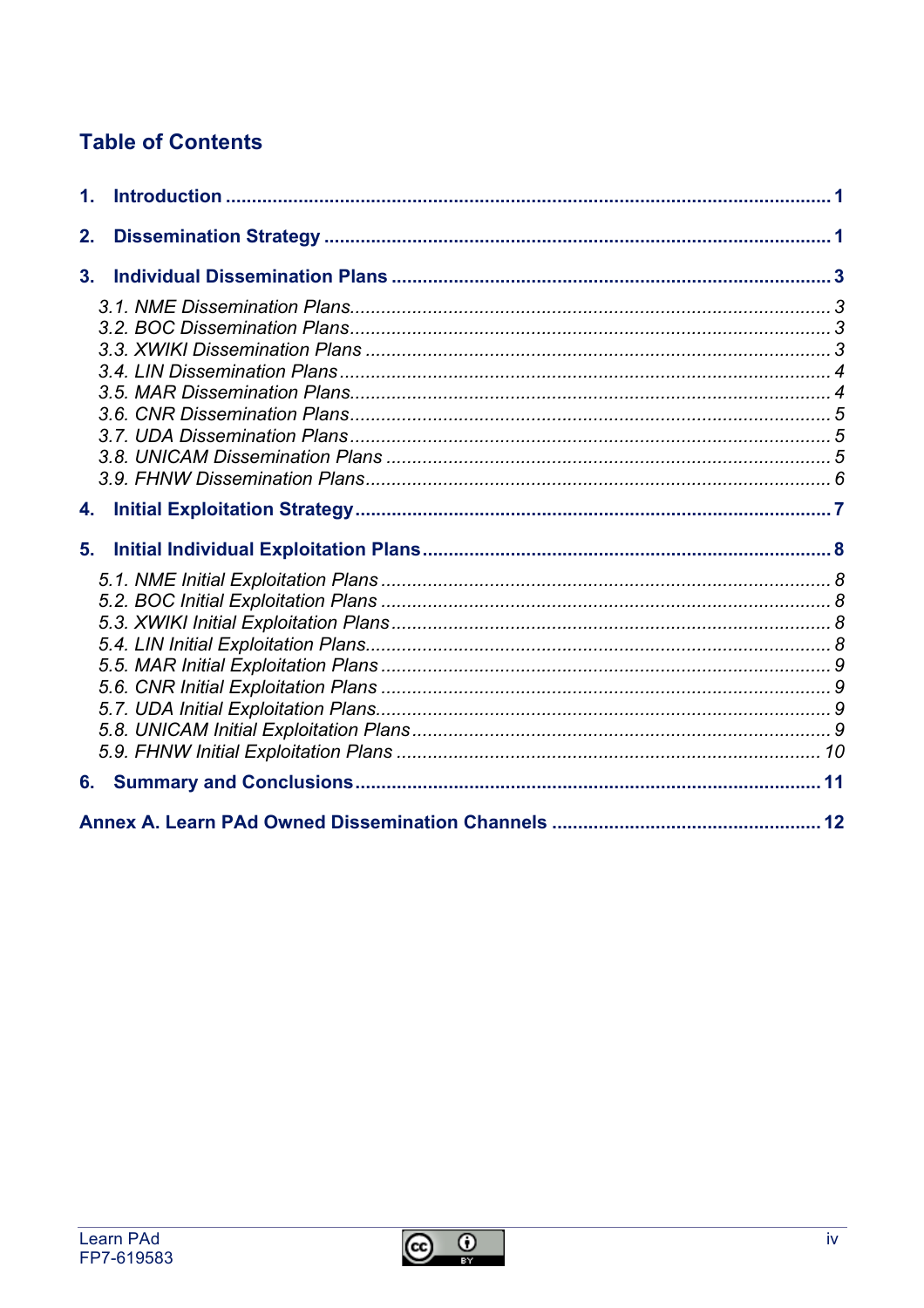# Table of Contents

**1. Introduction** .................................................. 1

**2. Dissemination Strategy** .................................................. 1

**3. Individual Dissemination Plans** .................................................. 3

*3.1. NME Dissemination Plans* .................................................. *3*
*3.2. BOC Dissemination Plans* .................................................. *3*
*3.3. XWIKI Dissemination Plans* .................................................. *3*
*3.4. LIN Dissemination Plans* .................................................. *4*
*3.5. MAR Dissemination Plans* .................................................. *4*
*3.6. CNR Dissemination Plans* .................................................. *5*
*3.7. UDA Dissemination Plans* .................................................. *5*
*3.8. UNICAM Dissemination Plans* .................................................. *5*
*3.9. FHNW Dissemination Plans* .................................................. *6*

**4. Initial Exploitation Strategy** .................................................. 7

**5. Initial Individual Exploitation Plans** .................................................. 8

*5.1. NME Initial Exploitation Plans* .................................................. *8*
*5.2. BOC Initial Exploitation Plans* .................................................. *8*
*5.3. XWIKI Initial Exploitation Plans* .................................................. *8*
*5.4. LIN Initial Exploitation Plans* .................................................. *8*
*5.5. MAR Initial Exploitation Plans* .................................................. *9*
*5.6. CNR Initial Exploitation Plans* .................................................. *9*
*5.7. UDA Initial Exploitation Plans* .................................................. *9*
*5.8. UNICAM Initial Exploitation Plans* .................................................. *9*
*5.9. FHNW Initial Exploitation Plans* .................................................. *10*

**6. Summary and Conclusions** .................................................. 11

**Annex A. Learn PAd Owned Dissemination Channels** .................................................. 12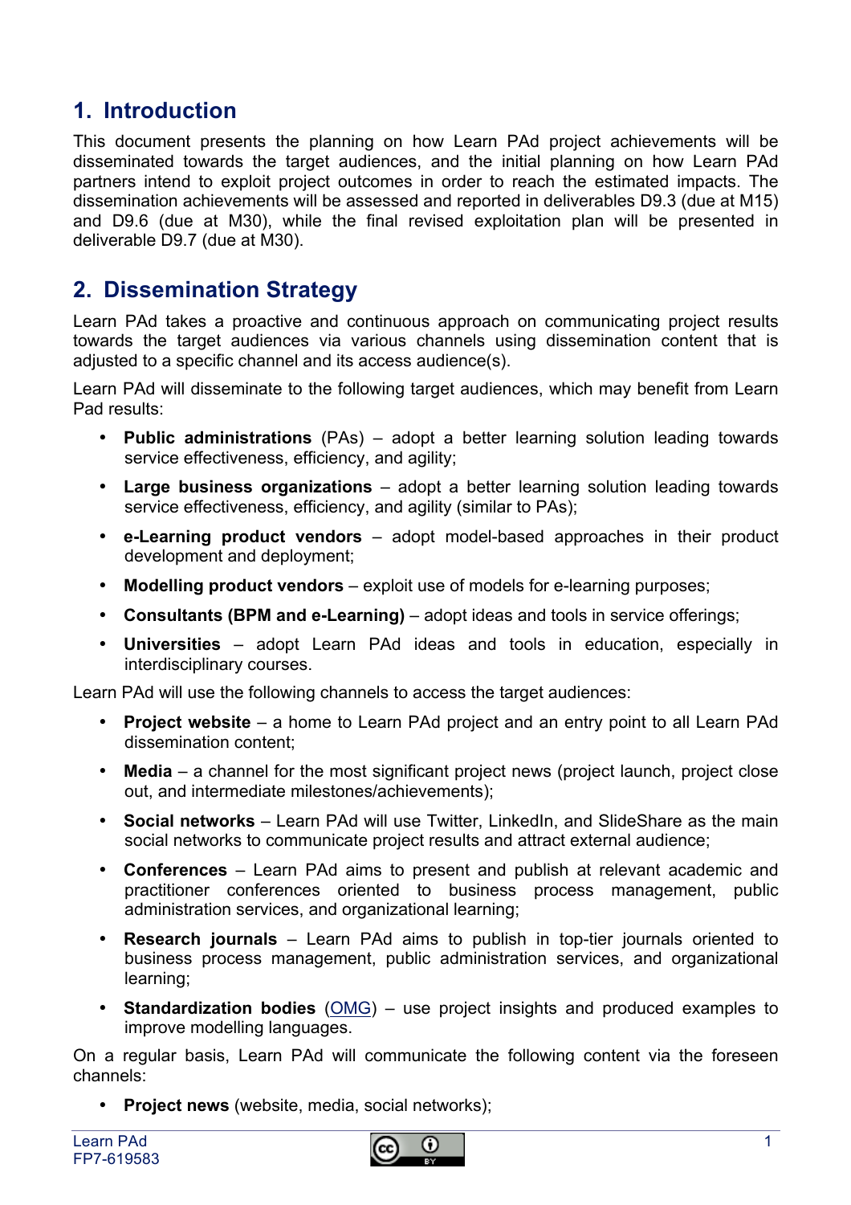# 1. Introduction

This document presents the planning on how Learn PAd project achievements will be disseminated towards the target audiences, and the initial planning on how Learn PAd partners intend to exploit project outcomes in order to reach the estimated impacts. The dissemination achievements will be assessed and reported in deliverables D9.3 (due at M15) and D9.6 (due at M30), while the final revised exploitation plan will be presented in deliverable D9.7 (due at M30).

# 2. Dissemination Strategy

Learn PAd takes a proactive and continuous approach on communicating project results towards the target audiences via various channels using dissemination content that is adjusted to a specific channel and its access audience(s).

Learn PAd will disseminate to the following target audiences, which may benefit from Learn Pad results:

- **Public administrations** (PAs) – adopt a better learning solution leading towards service effectiveness, efficiency, and agility;
- **Large business organizations** – adopt a better learning solution leading towards service effectiveness, efficiency, and agility (similar to PAs);
- **e-Learning product vendors** – adopt model-based approaches in their product development and deployment;
- **Modelling product vendors** – exploit use of models for e-learning purposes;
- **Consultants (BPM and e-Learning)** – adopt ideas and tools in service offerings;
- **Universities** – adopt Learn PAd ideas and tools in education, especially in interdisciplinary courses.

Learn PAd will use the following channels to access the target audiences:

- **Project website** – a home to Learn PAd project and an entry point to all Learn PAd dissemination content;
- **Media** – a channel for the most significant project news (project launch, project close out, and intermediate milestones/achievements);
- **Social networks** – Learn PAd will use Twitter, LinkedIn, and SlideShare as the main social networks to communicate project results and attract external audience;
- **Conferences** – Learn PAd aims to present and publish at relevant academic and practitioner conferences oriented to business process management, public administration services, and organizational learning;
- **Research journals** – Learn PAd aims to publish in top-tier journals oriented to business process management, public administration services, and organizational learning;
- **Standardization bodies** (OMG) – use project insights and produced examples to improve modelling languages.

On a regular basis, Learn PAd will communicate the following content via the foreseen channels:

- **Project news** (website, media, social networks);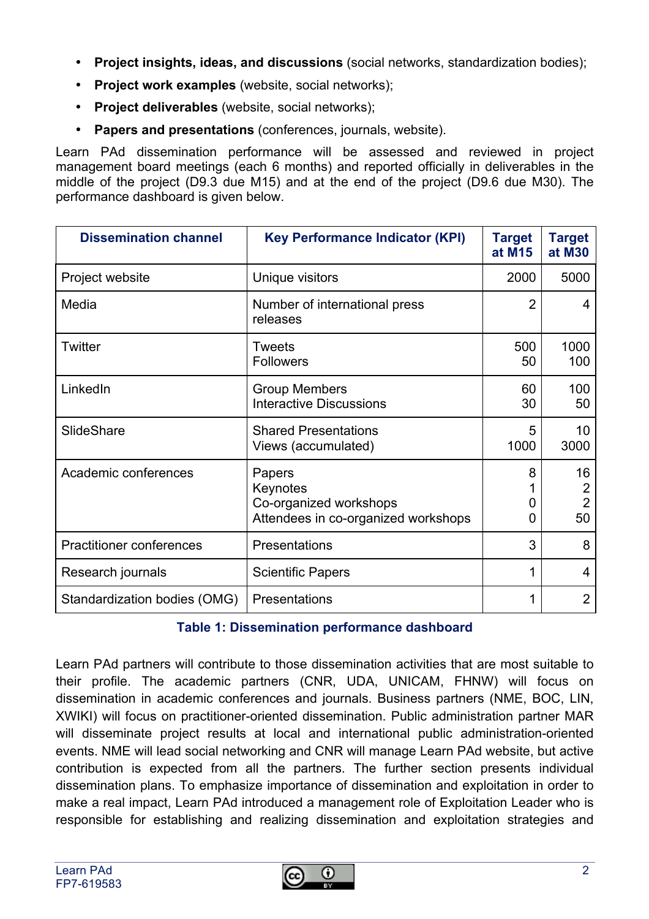- **Project insights, ideas, and discussions** (social networks, standardization bodies);
- **Project work examples** (website, social networks);
- **Project deliverables** (website, social networks);
- **Papers and presentations** (conferences, journals, website).

Learn PAd dissemination performance will be assessed and reviewed in project management board meetings (each 6 months) and reported officially in deliverables in the middle of the project (D9.3 due M15) and at the end of the project (D9.6 due M30). The performance dashboard is given below.

| Dissemination channel | Key Performance Indicator (KPI) | Target at M15 | Target at M30 |
|---|---|---|---|
| Project website | Unique visitors | 2000 | 5000 |
| Media | Number of international press releases | 2 | 4 |
| Twitter | Tweets<br>Followers | 500<br>50 | 1000<br>100 |
| LinkedIn | Group Members<br>Interactive Discussions | 60<br>30 | 100<br>50 |
| SlideShare | Shared Presentations<br>Views (accumulated) | 5<br>1000 | 10<br>3000 |
| Academic conferences | Papers<br>Keynotes<br>Co-organized workshops<br>Attendees in co-organized workshops | 8<br>1<br>0<br>0 | 16<br>2<br>2<br>50 |
| Practitioner conferences | Presentations | 3 | 8 |
| Research journals | Scientific Papers | 1 | 4 |
| Standardization bodies (OMG) | Presentations | 1 | 2 |

**Table 1: Dissemination performance dashboard**

Learn PAd partners will contribute to those dissemination activities that are most suitable to their profile. The academic partners (CNR, UDA, UNICAM, FHNW) will focus on dissemination in academic conferences and journals. Business partners (NME, BOC, LIN, XWIKI) will focus on practitioner-oriented dissemination. Public administration partner MAR will disseminate project results at local and international public administration-oriented events. NME will lead social networking and CNR will manage Learn PAd website, but active contribution is expected from all the partners. The further section presents individual dissemination plans. To emphasize importance of dissemination and exploitation in order to make a real impact, Learn PAd introduced a management role of Exploitation Leader who is responsible for establishing and realizing dissemination and exploitation strategies and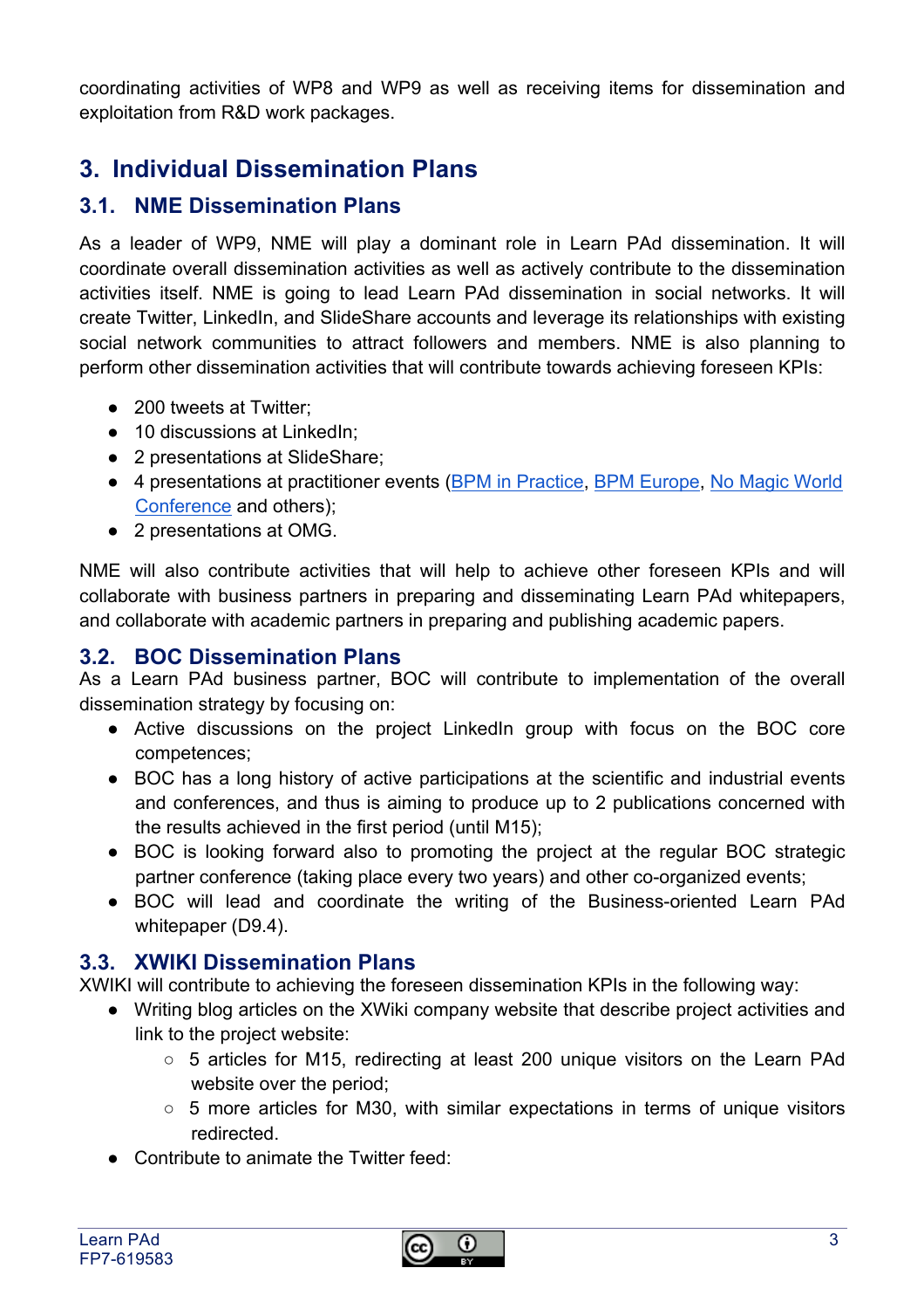coordinating activities of WP8 and WP9 as well as receiving items for dissemination and exploitation from R&D work packages.

# 3. Individual Dissemination Plans

## 3.1. NME Dissemination Plans

As a leader of WP9, NME will play a dominant role in Learn PAd dissemination. It will coordinate overall dissemination activities as well as actively contribute to the dissemination activities itself. NME is going to lead Learn PAd dissemination in social networks. It will create Twitter, LinkedIn, and SlideShare accounts and leverage its relationships with existing social network communities to attract followers and members. NME is also planning to perform other dissemination activities that will contribute towards achieving foreseen KPIs:

- 200 tweets at Twitter;
- 10 discussions at LinkedIn;
- 2 presentations at SlideShare;
- 4 presentations at practitioner events (BPM in Practice, BPM Europe, No Magic World Conference and others);
- 2 presentations at OMG.

NME will also contribute activities that will help to achieve other foreseen KPIs and will collaborate with business partners in preparing and disseminating Learn PAd whitepapers, and collaborate with academic partners in preparing and publishing academic papers.

## 3.2. BOC Dissemination Plans

As a Learn PAd business partner, BOC will contribute to implementation of the overall dissemination strategy by focusing on:

- Active discussions on the project LinkedIn group with focus on the BOC core competences;
- BOC has a long history of active participations at the scientific and industrial events and conferences, and thus is aiming to produce up to 2 publications concerned with the results achieved in the first period (until M15);
- BOC is looking forward also to promoting the project at the regular BOC strategic partner conference (taking place every two years) and other co-organized events;
- BOC will lead and coordinate the writing of the Business-oriented Learn PAd whitepaper (D9.4).

## 3.3. XWIKI Dissemination Plans

XWIKI will contribute to achieving the foreseen dissemination KPIs in the following way:

- Writing blog articles on the XWiki company website that describe project activities and link to the project website:
  - 5 articles for M15, redirecting at least 200 unique visitors on the Learn PAd website over the period;
  - 5 more articles for M30, with similar expectations in terms of unique visitors redirected.
- Contribute to animate the Twitter feed: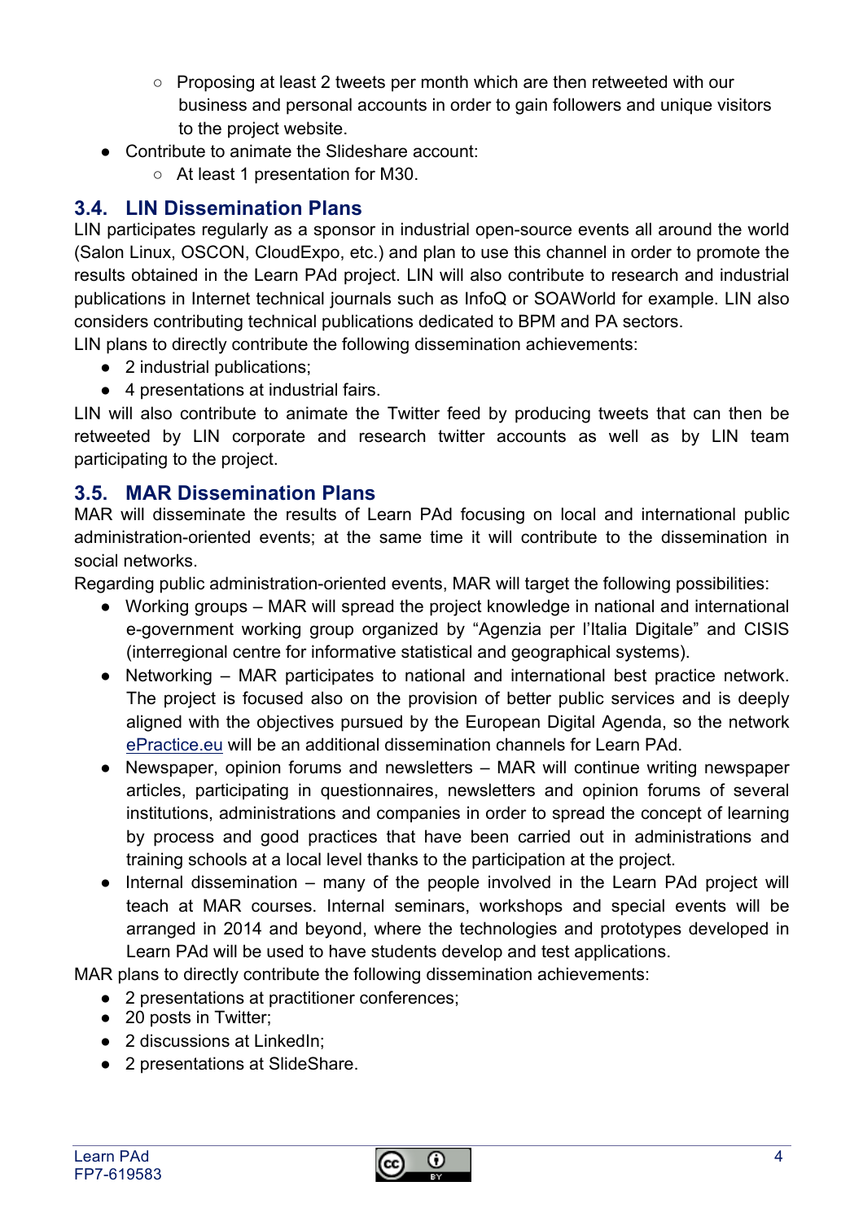- Proposing at least 2 tweets per month which are then retweeted with our business and personal accounts in order to gain followers and unique visitors to the project website.
- Contribute to animate the Slideshare account:
  - At least 1 presentation for M30.

## 3.4. LIN Dissemination Plans

LIN participates regularly as a sponsor in industrial open-source events all around the world (Salon Linux, OSCON, CloudExpo, etc.) and plan to use this channel in order to promote the results obtained in the Learn PAd project. LIN will also contribute to research and industrial publications in Internet technical journals such as InfoQ or SOAWorld for example. LIN also considers contributing technical publications dedicated to BPM and PA sectors.

LIN plans to directly contribute the following dissemination achievements:

- 2 industrial publications;
- 4 presentations at industrial fairs.

LIN will also contribute to animate the Twitter feed by producing tweets that can then be retweeted by LIN corporate and research twitter accounts as well as by LIN team participating to the project.

## 3.5. MAR Dissemination Plans

MAR will disseminate the results of Learn PAd focusing on local and international public administration-oriented events; at the same time it will contribute to the dissemination in social networks.

Regarding public administration-oriented events, MAR will target the following possibilities:

- Working groups – MAR will spread the project knowledge in national and international e-government working group organized by "Agenzia per l'Italia Digitale" and CISIS (interregional centre for informative statistical and geographical systems).
- Networking – MAR participates to national and international best practice network. The project is focused also on the provision of better public services and is deeply aligned with the objectives pursued by the European Digital Agenda, so the network ePractice.eu will be an additional dissemination channels for Learn PAd.
- Newspaper, opinion forums and newsletters – MAR will continue writing newspaper articles, participating in questionnaires, newsletters and opinion forums of several institutions, administrations and companies in order to spread the concept of learning by process and good practices that have been carried out in administrations and training schools at a local level thanks to the participation at the project.
- Internal dissemination – many of the people involved in the Learn PAd project will teach at MAR courses. Internal seminars, workshops and special events will be arranged in 2014 and beyond, where the technologies and prototypes developed in Learn PAd will be used to have students develop and test applications.

MAR plans to directly contribute the following dissemination achievements:

- 2 presentations at practitioner conferences;
- 20 posts in Twitter;
- 2 discussions at LinkedIn;
- 2 presentations at SlideShare.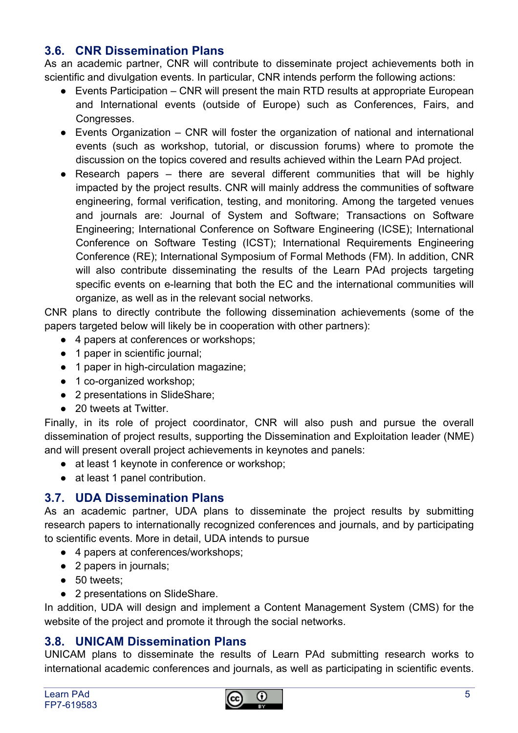### 3.6. CNR Dissemination Plans

As an academic partner, CNR will contribute to disseminate project achievements both in scientific and divulgation events. In particular, CNR intends perform the following actions:

- Events Participation – CNR will present the main RTD results at appropriate European and International events (outside of Europe) such as Conferences, Fairs, and Congresses.
- Events Organization – CNR will foster the organization of national and international events (such as workshop, tutorial, or discussion forums) where to promote the discussion on the topics covered and results achieved within the Learn PAd project.
- Research papers – there are several different communities that will be highly impacted by the project results. CNR will mainly address the communities of software engineering, formal verification, testing, and monitoring. Among the targeted venues and journals are: Journal of System and Software; Transactions on Software Engineering; International Conference on Software Engineering (ICSE); International Conference on Software Testing (ICST); International Requirements Engineering Conference (RE); International Symposium of Formal Methods (FM). In addition, CNR will also contribute disseminating the results of the Learn PAd projects targeting specific events on e-learning that both the EC and the international communities will organize, as well as in the relevant social networks.

CNR plans to directly contribute the following dissemination achievements (some of the papers targeted below will likely be in cooperation with other partners):

- 4 papers at conferences or workshops;
- 1 paper in scientific journal;
- 1 paper in high-circulation magazine;
- 1 co-organized workshop;
- 2 presentations in SlideShare;
- 20 tweets at Twitter.

Finally, in its role of project coordinator, CNR will also push and pursue the overall dissemination of project results, supporting the Dissemination and Exploitation leader (NME) and will present overall project achievements in keynotes and panels:

- at least 1 keynote in conference or workshop;
- at least 1 panel contribution.

### 3.7. UDA Dissemination Plans

As an academic partner, UDA plans to disseminate the project results by submitting research papers to internationally recognized conferences and journals, and by participating to scientific events. More in detail, UDA intends to pursue

- 4 papers at conferences/workshops;
- 2 papers in journals;
- 50 tweets;
- 2 presentations on SlideShare.

In addition, UDA will design and implement a Content Management System (CMS) for the website of the project and promote it through the social networks.

### 3.8. UNICAM Dissemination Plans

UNICAM plans to disseminate the results of Learn PAd submitting research works to international academic conferences and journals, as well as participating in scientific events.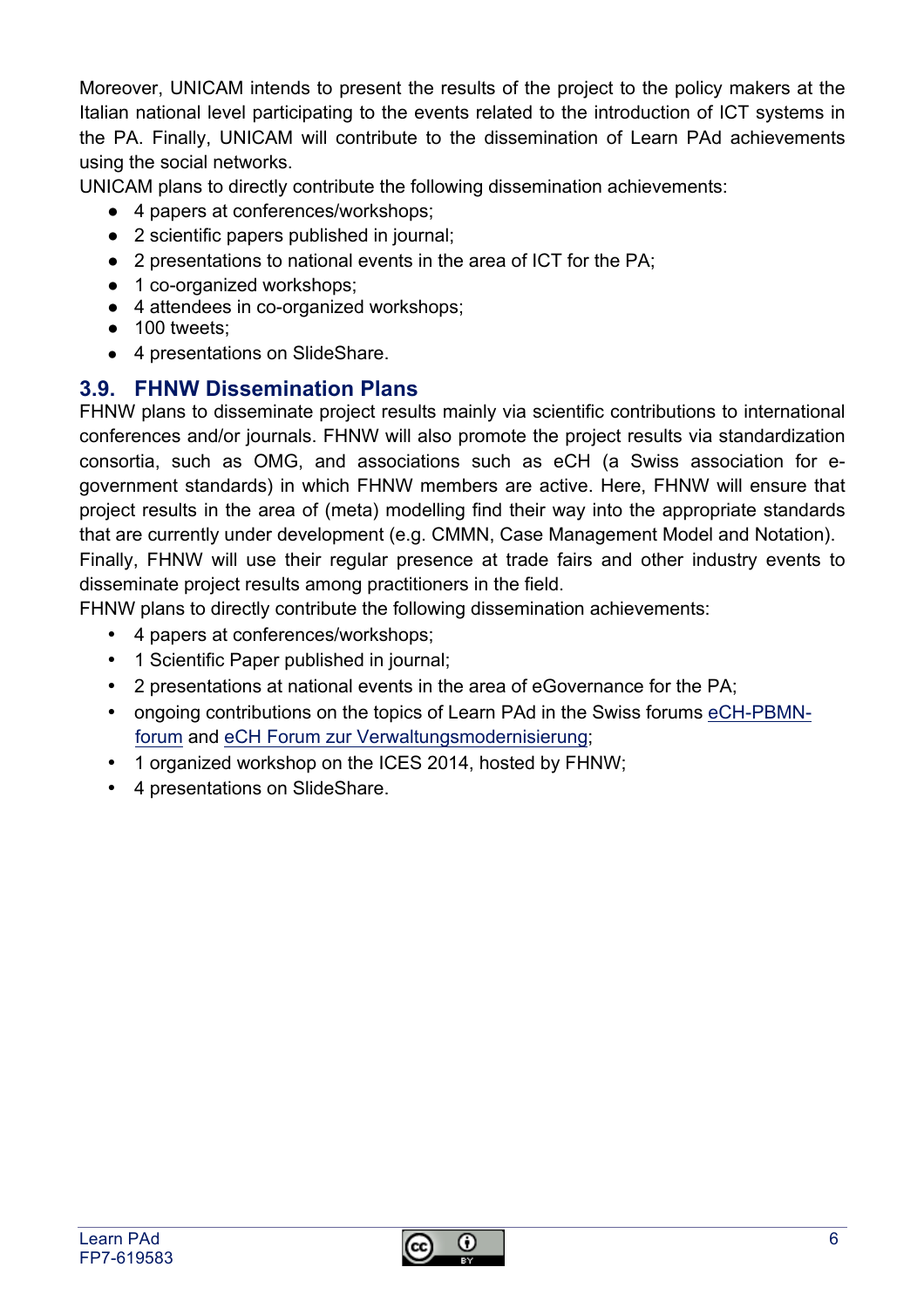Moreover, UNICAM intends to present the results of the project to the policy makers at the Italian national level participating to the events related to the introduction of ICT systems in the PA. Finally, UNICAM will contribute to the dissemination of Learn PAd achievements using the social networks.

UNICAM plans to directly contribute the following dissemination achievements:

- 4 papers at conferences/workshops;
- 2 scientific papers published in journal;
- 2 presentations to national events in the area of ICT for the PA;
- 1 co-organized workshops;
- 4 attendees in co-organized workshops;
- 100 tweets;
- 4 presentations on SlideShare.

## 3.9. FHNW Dissemination Plans

FHNW plans to disseminate project results mainly via scientific contributions to international conferences and/or journals. FHNW will also promote the project results via standardization consortia, such as OMG, and associations such as eCH (a Swiss association for e-government standards) in which FHNW members are active. Here, FHNW will ensure that project results in the area of (meta) modelling find their way into the appropriate standards that are currently under development (e.g. CMMN, Case Management Model and Notation).

Finally, FHNW will use their regular presence at trade fairs and other industry events to disseminate project results among practitioners in the field.

FHNW plans to directly contribute the following dissemination achievements:

- 4 papers at conferences/workshops;
- 1 Scientific Paper published in journal;
- 2 presentations at national events in the area of eGovernance for the PA;
- ongoing contributions on the topics of Learn PAd in the Swiss forums eCH-PBMN-forum and eCH Forum zur Verwaltungsmodernisierung;
- 1 organized workshop on the ICES 2014, hosted by FHNW;
- 4 presentations on SlideShare.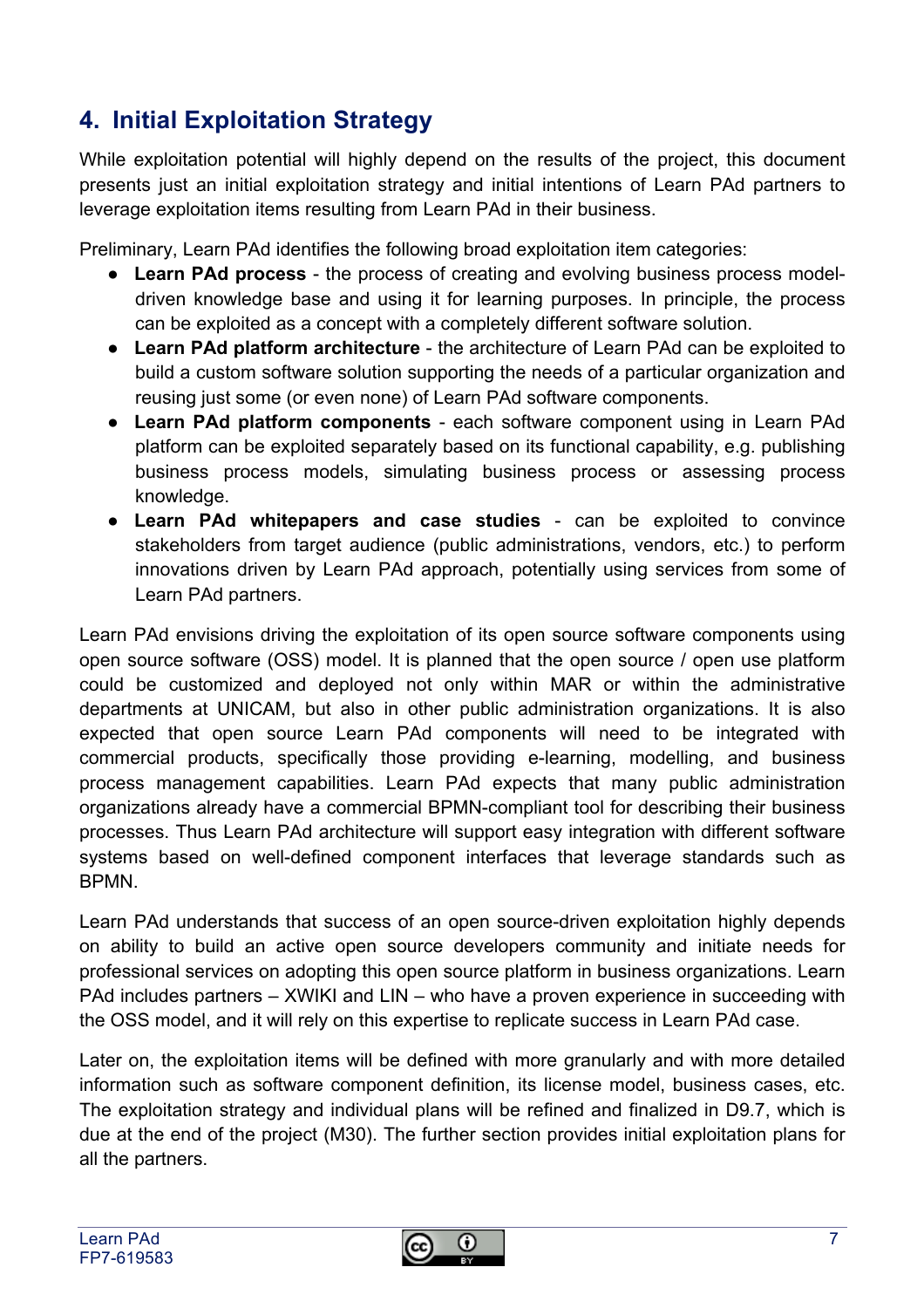# 4. Initial Exploitation Strategy

While exploitation potential will highly depend on the results of the project, this document presents just an initial exploitation strategy and initial intentions of Learn PAd partners to leverage exploitation items resulting from Learn PAd in their business.

Preliminary, Learn PAd identifies the following broad exploitation item categories:

- **Learn PAd process** - the process of creating and evolving business process model-driven knowledge base and using it for learning purposes. In principle, the process can be exploited as a concept with a completely different software solution.
- **Learn PAd platform architecture** - the architecture of Learn PAd can be exploited to build a custom software solution supporting the needs of a particular organization and reusing just some (or even none) of Learn PAd software components.
- **Learn PAd platform components** - each software component using in Learn PAd platform can be exploited separately based on its functional capability, e.g. publishing business process models, simulating business process or assessing process knowledge.
- **Learn PAd whitepapers and case studies** - can be exploited to convince stakeholders from target audience (public administrations, vendors, etc.) to perform innovations driven by Learn PAd approach, potentially using services from some of Learn PAd partners.

Learn PAd envisions driving the exploitation of its open source software components using open source software (OSS) model. It is planned that the open source / open use platform could be customized and deployed not only within MAR or within the administrative departments at UNICAM, but also in other public administration organizations. It is also expected that open source Learn PAd components will need to be integrated with commercial products, specifically those providing e-learning, modelling, and business process management capabilities. Learn PAd expects that many public administration organizations already have a commercial BPMN-compliant tool for describing their business processes. Thus Learn PAd architecture will support easy integration with different software systems based on well-defined component interfaces that leverage standards such as BPMN.

Learn PAd understands that success of an open source-driven exploitation highly depends on ability to build an active open source developers community and initiate needs for professional services on adopting this open source platform in business organizations. Learn PAd includes partners – XWIKI and LIN – who have a proven experience in succeeding with the OSS model, and it will rely on this expertise to replicate success in Learn PAd case.

Later on, the exploitation items will be defined with more granularly and with more detailed information such as software component definition, its license model, business cases, etc. The exploitation strategy and individual plans will be refined and finalized in D9.7, which is due at the end of the project (M30). The further section provides initial exploitation plans for all the partners.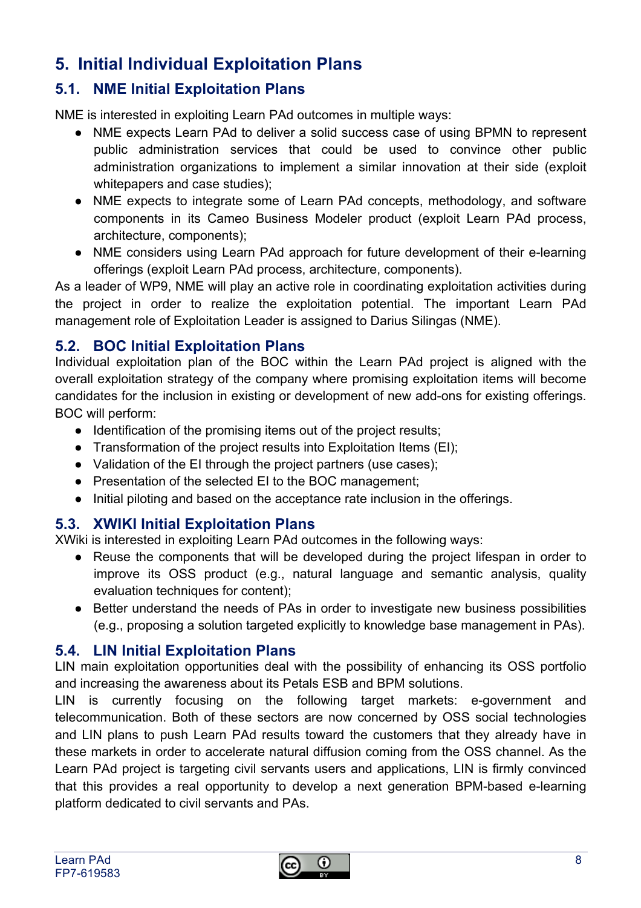# 5. Initial Individual Exploitation Plans

## 5.1. NME Initial Exploitation Plans

NME is interested in exploiting Learn PAd outcomes in multiple ways:

- NME expects Learn PAd to deliver a solid success case of using BPMN to represent public administration services that could be used to convince other public administration organizations to implement a similar innovation at their side (exploit whitepapers and case studies);
- NME expects to integrate some of Learn PAd concepts, methodology, and software components in its Cameo Business Modeler product (exploit Learn PAd process, architecture, components);
- NME considers using Learn PAd approach for future development of their e-learning offerings (exploit Learn PAd process, architecture, components).

As a leader of WP9, NME will play an active role in coordinating exploitation activities during the project in order to realize the exploitation potential. The important Learn PAd management role of Exploitation Leader is assigned to Darius Silingas (NME).

## 5.2. BOC Initial Exploitation Plans

Individual exploitation plan of the BOC within the Learn PAd project is aligned with the overall exploitation strategy of the company where promising exploitation items will become candidates for the inclusion in existing or development of new add-ons for existing offerings. BOC will perform:

- Identification of the promising items out of the project results;
- Transformation of the project results into Exploitation Items (EI);
- Validation of the EI through the project partners (use cases);
- Presentation of the selected EI to the BOC management;
- Initial piloting and based on the acceptance rate inclusion in the offerings.

## 5.3. XWIKI Initial Exploitation Plans

XWiki is interested in exploiting Learn PAd outcomes in the following ways:

- Reuse the components that will be developed during the project lifespan in order to improve its OSS product (e.g., natural language and semantic analysis, quality evaluation techniques for content);
- Better understand the needs of PAs in order to investigate new business possibilities (e.g., proposing a solution targeted explicitly to knowledge base management in PAs).

## 5.4. LIN Initial Exploitation Plans

LIN main exploitation opportunities deal with the possibility of enhancing its OSS portfolio and increasing the awareness about its Petals ESB and BPM solutions.

LIN is currently focusing on the following target markets: e-government and telecommunication. Both of these sectors are now concerned by OSS social technologies and LIN plans to push Learn PAd results toward the customers that they already have in these markets in order to accelerate natural diffusion coming from the OSS channel. As the Learn PAd project is targeting civil servants users and applications, LIN is firmly convinced that this provides a real opportunity to develop a next generation BPM-based e-learning platform dedicated to civil servants and PAs.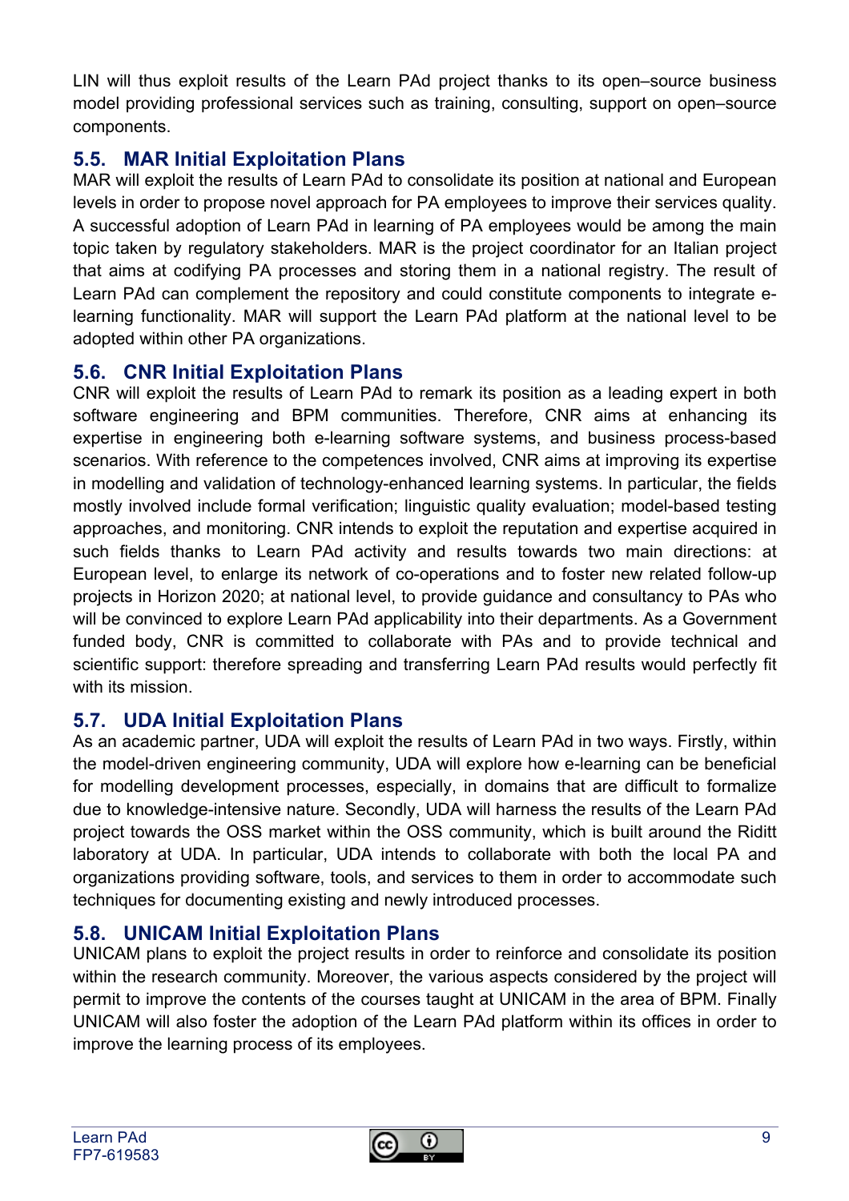LIN will thus exploit results of the Learn PAd project thanks to its open–source business model providing professional services such as training, consulting, support on open–source components.

## 5.5. MAR Initial Exploitation Plans

MAR will exploit the results of Learn PAd to consolidate its position at national and European levels in order to propose novel approach for PA employees to improve their services quality. A successful adoption of Learn PAd in learning of PA employees would be among the main topic taken by regulatory stakeholders. MAR is the project coordinator for an Italian project that aims at codifying PA processes and storing them in a national registry. The result of Learn PAd can complement the repository and could constitute components to integrate e-learning functionality. MAR will support the Learn PAd platform at the national level to be adopted within other PA organizations.

## 5.6. CNR Initial Exploitation Plans

CNR will exploit the results of Learn PAd to remark its position as a leading expert in both software engineering and BPM communities. Therefore, CNR aims at enhancing its expertise in engineering both e-learning software systems, and business process-based scenarios. With reference to the competences involved, CNR aims at improving its expertise in modelling and validation of technology-enhanced learning systems. In particular, the fields mostly involved include formal verification; linguistic quality evaluation; model-based testing approaches, and monitoring. CNR intends to exploit the reputation and expertise acquired in such fields thanks to Learn PAd activity and results towards two main directions: at European level, to enlarge its network of co-operations and to foster new related follow-up projects in Horizon 2020; at national level, to provide guidance and consultancy to PAs who will be convinced to explore Learn PAd applicability into their departments. As a Government funded body, CNR is committed to collaborate with PAs and to provide technical and scientific support: therefore spreading and transferring Learn PAd results would perfectly fit with its mission.

## 5.7. UDA Initial Exploitation Plans

As an academic partner, UDA will exploit the results of Learn PAd in two ways. Firstly, within the model-driven engineering community, UDA will explore how e-learning can be beneficial for modelling development processes, especially, in domains that are difficult to formalize due to knowledge-intensive nature. Secondly, UDA will harness the results of the Learn PAd project towards the OSS market within the OSS community, which is built around the Riditt laboratory at UDA. In particular, UDA intends to collaborate with both the local PA and organizations providing software, tools, and services to them in order to accommodate such techniques for documenting existing and newly introduced processes.

## 5.8. UNICAM Initial Exploitation Plans

UNICAM plans to exploit the project results in order to reinforce and consolidate its position within the research community. Moreover, the various aspects considered by the project will permit to improve the contents of the courses taught at UNICAM in the area of BPM. Finally UNICAM will also foster the adoption of the Learn PAd platform within its offices in order to improve the learning process of its employees.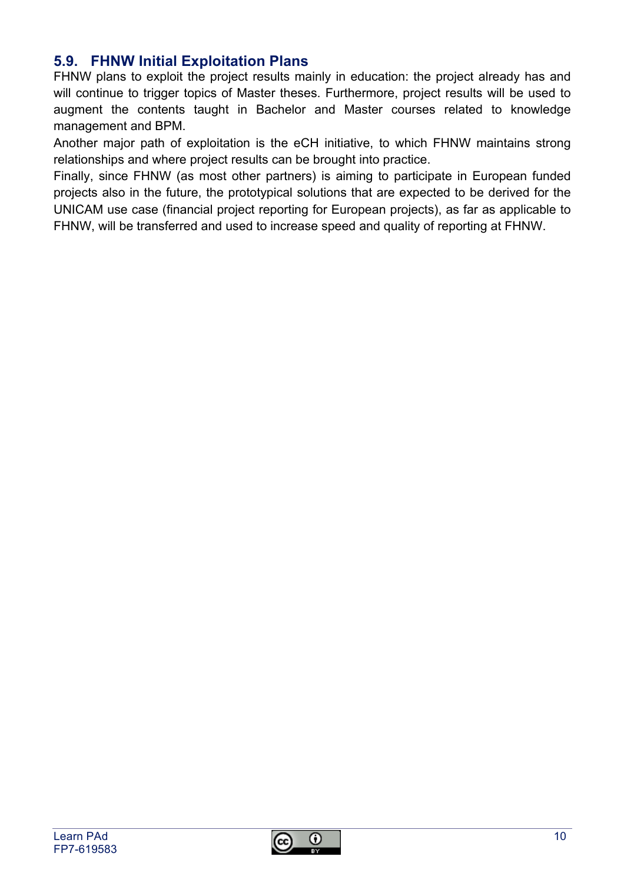## 5.9. FHNW Initial Exploitation Plans

FHNW plans to exploit the project results mainly in education: the project already has and will continue to trigger topics of Master theses. Furthermore, project results will be used to augment the contents taught in Bachelor and Master courses related to knowledge management and BPM.

Another major path of exploitation is the eCH initiative, to which FHNW maintains strong relationships and where project results can be brought into practice.

Finally, since FHNW (as most other partners) is aiming to participate in European funded projects also in the future, the prototypical solutions that are expected to be derived for the UNICAM use case (financial project reporting for European projects), as far as applicable to FHNW, will be transferred and used to increase speed and quality of reporting at FHNW.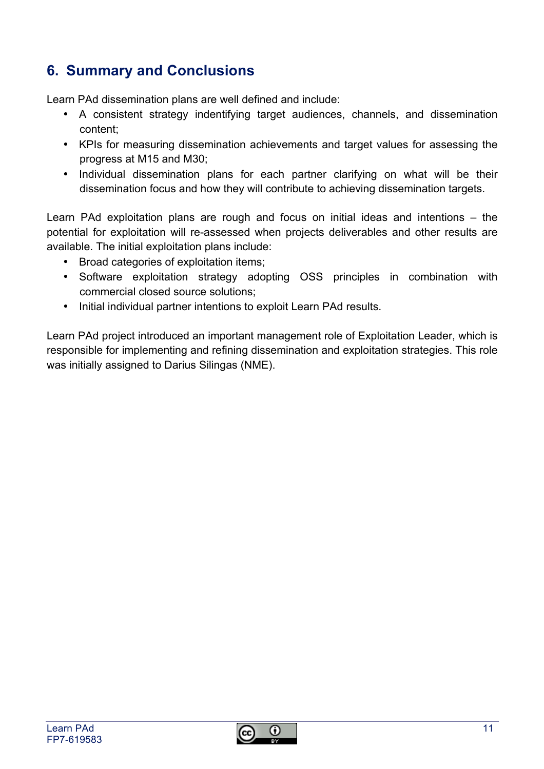## 6. Summary and Conclusions

Learn PAd dissemination plans are well defined and include:

- A consistent strategy indentifying target audiences, channels, and dissemination content;
- KPIs for measuring dissemination achievements and target values for assessing the progress at M15 and M30;
- Individual dissemination plans for each partner clarifying on what will be their dissemination focus and how they will contribute to achieving dissemination targets.

Learn PAd exploitation plans are rough and focus on initial ideas and intentions – the potential for exploitation will re-assessed when projects deliverables and other results are available. The initial exploitation plans include:

- Broad categories of exploitation items;
- Software exploitation strategy adopting OSS principles in combination with commercial closed source solutions;
- Initial individual partner intentions to exploit Learn PAd results.

Learn PAd project introduced an important management role of Exploitation Leader, which is responsible for implementing and refining dissemination and exploitation strategies. This role was initially assigned to Darius Silingas (NME).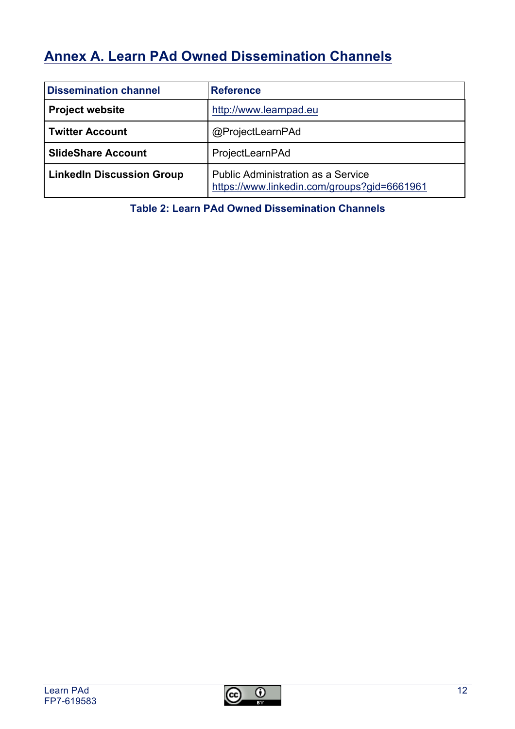# Annex A. Learn PAd Owned Dissemination Channels

| Dissemination channel | Reference |
|---|---|
| **Project website** | http://www.learnpad.eu |
| **Twitter Account** | @ProjectLearnPAd |
| **SlideShare Account** | ProjectLearnPAd |
| **LinkedIn Discussion Group** | Public Administration as a Service<br>https://www.linkedin.com/groups?gid=6661961 |

**Table 2: Learn PAd Owned Dissemination Channels**